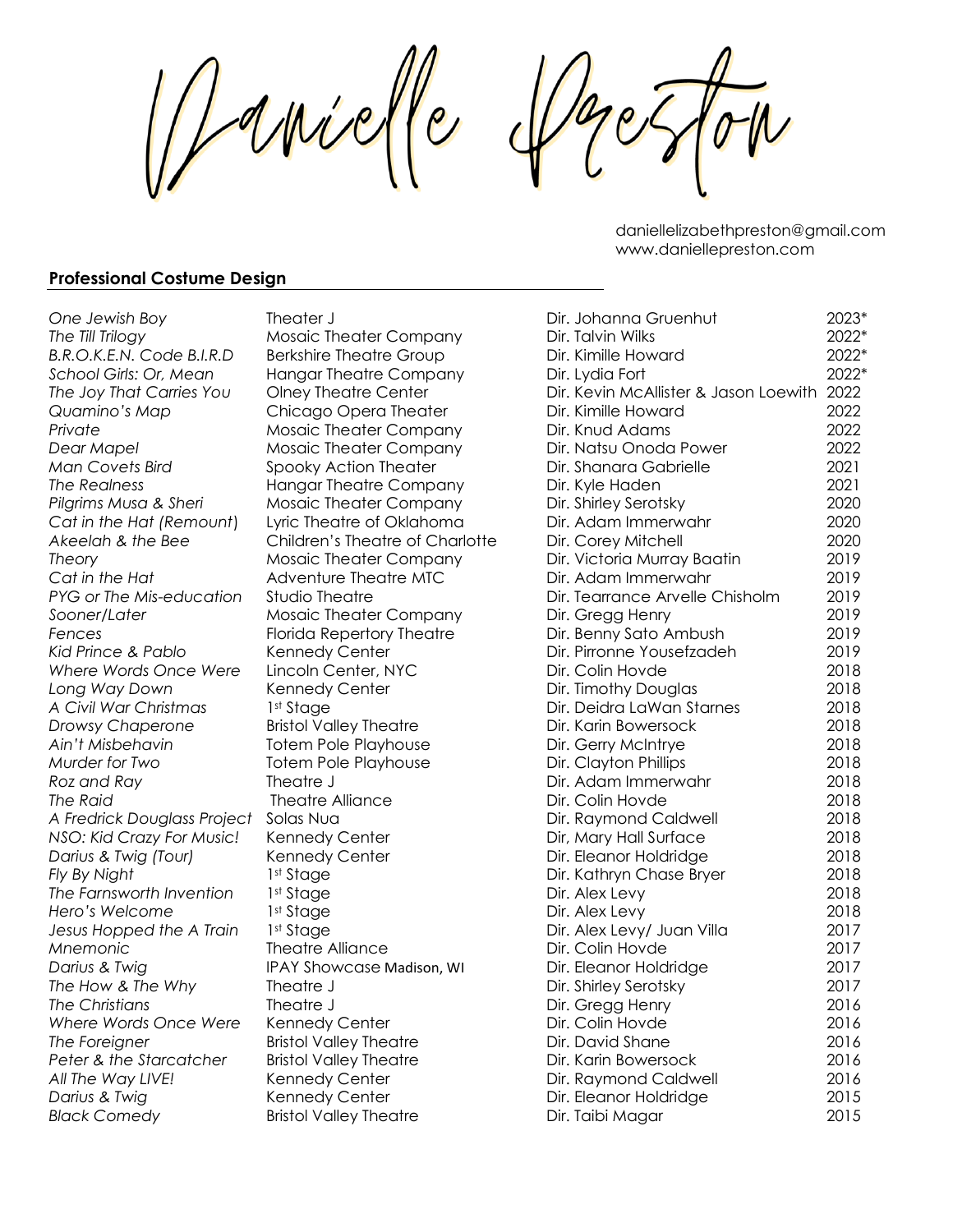# Danielle Preston

daniellelizabethpreston@gmail.com
www.daniellepreston.com

## **Professional Costume Design**

| | | | |
|---|---|---|---|
| *One Jewish Boy* | Theater J | Dir. Johanna Gruenhut | 2023* |
| *The Till Trilogy* | Mosaic Theater Company | Dir. Talvin Wilks | 2022* |
| *B.R.O.K.E.N. Code B.I.R.D* | Berkshire Theatre Group | Dir. Kimille Howard | 2022* |
| *School Girls: Or, Mean* | Hangar Theatre Company | Dir. Lydia Fort | 2022* |
| *The Joy That Carries You* | Olney Theatre Center | Dir. Kevin McAllister & Jason Loewith | 2022 |
| *Quamino's Map* | Chicago Opera Theater | Dir. Kimille Howard | 2022 |
| *Private* | Mosaic Theater Company | Dir. Knud Adams | 2022 |
| *Dear Mapel* | Mosaic Theater Company | Dir. Natsu Onoda Power | 2022 |
| *Man Covets Bird* | Spooky Action Theater | Dir. Shanara Gabrielle | 2021 |
| *The Realness* | Hangar Theatre Company | Dir. Kyle Haden | 2021 |
| *Pilgrims Musa & Sheri* | Mosaic Theater Company | Dir. Shirley Serotsky | 2020 |
| *Cat in the Hat (Remount)* | Lyric Theatre of Oklahoma | Dir. Adam Immerwahr | 2020 |
| *Akeelah & the Bee* | Children's Theatre of Charlotte | Dir. Corey Mitchell | 2020 |
| *Theory* | Mosaic Theater Company | Dir. Victoria Murray Baatin | 2019 |
| *Cat in the Hat* | Adventure Theatre MTC | Dir. Adam Immerwahr | 2019 |
| *PYG or The Mis-education* | Studio Theatre | Dir. Tearrance Arvelle Chisholm | 2019 |
| *Sooner/Later* | Mosaic Theater Company | Dir. Gregg Henry | 2019 |
| *Fences* | Florida Repertory Theatre | Dir. Benny Sato Ambush | 2019 |
| *Kid Prince & Pablo* | Kennedy Center | Dir. Pirronne Yousefzadeh | 2019 |
| *Where Words Once Were* | Lincoln Center, NYC | Dir. Colin Hovde | 2018 |
| *Long Way Down* | Kennedy Center | Dir. Timothy Douglas | 2018 |
| *A Civil War Christmas* | 1st Stage | Dir. Deidra LaWan Starnes | 2018 |
| *Drowsy Chaperone* | Bristol Valley Theatre | Dir. Karin Bowersock | 2018 |
| *Ain't Misbehavin* | Totem Pole Playhouse | Dir. Gerry McIntrye | 2018 |
| *Murder for Two* | Totem Pole Playhouse | Dir. Clayton Phillips | 2018 |
| *Roz and Ray* | Theatre J | Dir. Adam Immerwahr | 2018 |
| *The Raid* | Theatre Alliance | Dir. Colin Hovde | 2018 |
| *A Fredrick Douglass Project* | Solas Nua | Dir. Raymond Caldwell | 2018 |
| *NSO: Kid Crazy For Music!* | Kennedy Center | Dir, Mary Hall Surface | 2018 |
| *Darius & Twig (Tour)* | Kennedy Center | Dir. Eleanor Holdridge | 2018 |
| *Fly By Night* | 1st Stage | Dir. Kathryn Chase Bryer | 2018 |
| *The Farnsworth Invention* | 1st Stage | Dir. Alex Levy | 2018 |
| *Hero's Welcome* | 1st Stage | Dir. Alex Levy | 2018 |
| *Jesus Hopped the A Train* | 1st Stage | Dir. Alex Levy/ Juan Villa | 2017 |
| *Mnemonic* | Theatre Alliance | Dir. Colin Hovde | 2017 |
| *Darius & Twig* | IPAY Showcase Madison, WI | Dir. Eleanor Holdridge | 2017 |
| *The How & The Why* | Theatre J | Dir. Shirley Serotsky | 2017 |
| *The Christians* | Theatre J | Dir. Gregg Henry | 2016 |
| *Where Words Once Were* | Kennedy Center | Dir. Colin Hovde | 2016 |
| *The Foreigner* | Bristol Valley Theatre | Dir. David Shane | 2016 |
| *Peter & the Starcatcher* | Bristol Valley Theatre | Dir. Karin Bowersock | 2016 |
| *All The Way LIVE!* | Kennedy Center | Dir. Raymond Caldwell | 2016 |
| *Darius & Twig* | Kennedy Center | Dir. Eleanor Holdridge | 2015 |
| *Black Comedy* | Bristol Valley Theatre | Dir. Taibi Magar | 2015 |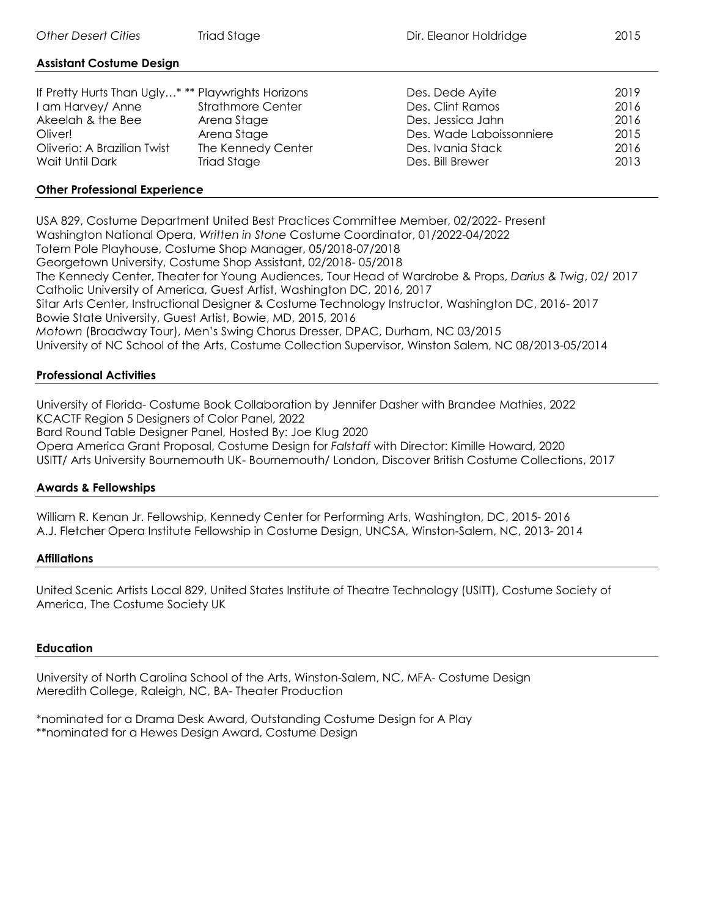| | | | |
|---|---|---|---|
| *Other Desert Cities* | Triad Stage | Dir. Eleanor Holdridge | 2015 |

### Assistant Costume Design

| | | | |
|---|---|---|---|
| If Pretty Hurts Than Ugly…* ** | Playwrights Horizons | Des. Dede Ayite | 2019 |
| I am Harvey/ Anne | Strathmore Center | Des. Clint Ramos | 2016 |
| Akeelah & the Bee | Arena Stage | Des. Jessica Jahn | 2016 |
| Oliver! | Arena Stage | Des. Wade Laboissonniere | 2015 |
| Oliverio: A Brazilian Twist | The Kennedy Center | Des. Ivania Stack | 2016 |
| Wait Until Dark | Triad Stage | Des. Bill Brewer | 2013 |

### Other Professional Experience

USA 829, Costume Department United Best Practices Committee Member, 02/2022- Present
Washington National Opera, *Written in Stone* Costume Coordinator, 01/2022-04/2022
Totem Pole Playhouse, Costume Shop Manager, 05/2018-07/2018
Georgetown University, Costume Shop Assistant, 02/2018- 05/2018
The Kennedy Center, Theater for Young Audiences, Tour Head of Wardrobe & Props, *Darius & Twig*, 02/ 2017
Catholic University of America, Guest Artist, Washington DC, 2016, 2017
Sitar Arts Center, Instructional Designer & Costume Technology Instructor, Washington DC, 2016- 2017
Bowie State University, Guest Artist, Bowie, MD, 2015, 2016
*Motown* (Broadway Tour), Men's Swing Chorus Dresser, DPAC, Durham, NC 03/2015
University of NC School of the Arts, Costume Collection Supervisor, Winston Salem, NC 08/2013-05/2014

### Professional Activities

University of Florida- Costume Book Collaboration by Jennifer Dasher with Brandee Mathies, 2022
KCACTF Region 5 Designers of Color Panel, 2022
Bard Round Table Designer Panel, Hosted By: Joe Klug 2020
Opera America Grant Proposal, Costume Design for *Falstaff* with Director: Kimille Howard, 2020
USITT/ Arts University Bournemouth UK- Bournemouth/ London, Discover British Costume Collections, 2017

### Awards & Fellowships

William R. Kenan Jr. Fellowship, Kennedy Center for Performing Arts, Washington, DC, 2015- 2016
A.J. Fletcher Opera Institute Fellowship in Costume Design, UNCSA, Winston-Salem, NC, 2013- 2014

### Affiliations

United Scenic Artists Local 829, United States Institute of Theatre Technology (USITT), Costume Society of America, The Costume Society UK

### Education

University of North Carolina School of the Arts, Winston-Salem, NC, MFA- Costume Design
Meredith College, Raleigh, NC, BA- Theater Production

*nominated for a Drama Desk Award, Outstanding Costume Design for A Play
**nominated for a Hewes Design Award, Costume Design